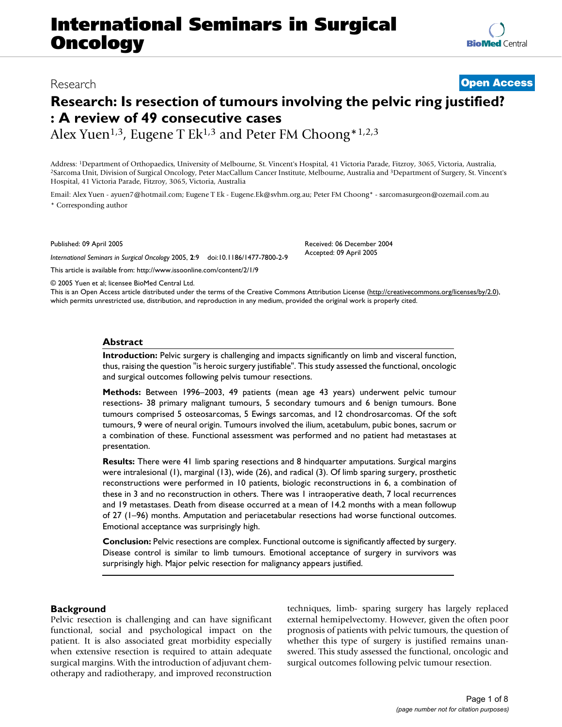# International Seminars in Surgical Oncology

Research **Open Access**

# Research: Is resection of tumours involving the pelvic ring justified? : A review of 49 consecutive cases

Alex Yuen[1,3], Eugene T Ek[1,3] and Peter FM Choong*[1,2,3]

Address: [1]Department of Orthopaedics, University of Melbourne, St. Vincent's Hospital, 41 Victoria Parade, Fitzroy, 3065, Victoria, Australia, [2]Sarcoma Unit, Division of Surgical Oncology, Peter MacCallum Cancer Institute, Melbourne, Australia and [3]Department of Surgery, St. Vincent's Hospital, 41 Victoria Parade, Fitzroy, 3065, Victoria, Australia

Email: Alex Yuen - ayuen7@hotmail.com; Eugene T Ek - Eugene.Ek@svhm.org.au; Peter FM Choong* - sarcomasurgeon@ozemail.com.au

\* Corresponding author

Published: 09 April 2005

*International Seminars in Surgical Oncology* 2005, **2**:9 doi:10.1186/1477-7800-2-9

This article is available from: http://www.issoonline.com/content/2/1/9

Received: 06 December 2004
Accepted: 09 April 2005

© 2005 Yuen et al; licensee BioMed Central Ltd.
This is an Open Access article distributed under the terms of the Creative Commons Attribution License (http://creativecommons.org/licenses/by/2.0), which permits unrestricted use, distribution, and reproduction in any medium, provided the original work is properly cited.

## Abstract

**Introduction:** Pelvic surgery is challenging and impacts significantly on limb and visceral function, thus, raising the question "is heroic surgery justifiable". This study assessed the functional, oncologic and surgical outcomes following pelvis tumour resections.

**Methods:** Between 1996–2003, 49 patients (mean age 43 years) underwent pelvic tumour resections- 38 primary malignant tumours, 5 secondary tumours and 6 benign tumours. Bone tumours comprised 5 osteosarcomas, 5 Ewings sarcomas, and 12 chondrosarcomas. Of the soft tumours, 9 were of neural origin. Tumours involved the ilium, acetabulum, pubic bones, sacrum or a combination of these. Functional assessment was performed and no patient had metastases at presentation.

**Results:** There were 41 limb sparing resections and 8 hindquarter amputations. Surgical margins were intralesional (1), marginal (13), wide (26), and radical (3). Of limb sparing surgery, prosthetic reconstructions were performed in 10 patients, biologic reconstructions in 6, a combination of these in 3 and no reconstruction in others. There was 1 intraoperative death, 7 local recurrences and 19 metastases. Death from disease occurred at a mean of 14.2 months with a mean followup of 27 (1–96) months. Amputation and periacetabular resections had worse functional outcomes. Emotional acceptance was surprisingly high.

**Conclusion:** Pelvic resections are complex. Functional outcome is significantly affected by surgery. Disease control is similar to limb tumours. Emotional acceptance of surgery in survivors was surprisingly high. Major pelvic resection for malignancy appears justified.

## Background

Pelvic resection is challenging and can have significant functional, social and psychological impact on the patient. It is also associated great morbidity especially when extensive resection is required to attain adequate surgical margins. With the introduction of adjuvant chemotherapy and radiotherapy, and improved reconstruction techniques, limb- sparing surgery has largely replaced external hemipelvectomy. However, given the often poor prognosis of patients with pelvic tumours, the question of whether this type of surgery is justified remains unanswered. This study assessed the functional, oncologic and surgical outcomes following pelvic tumour resection.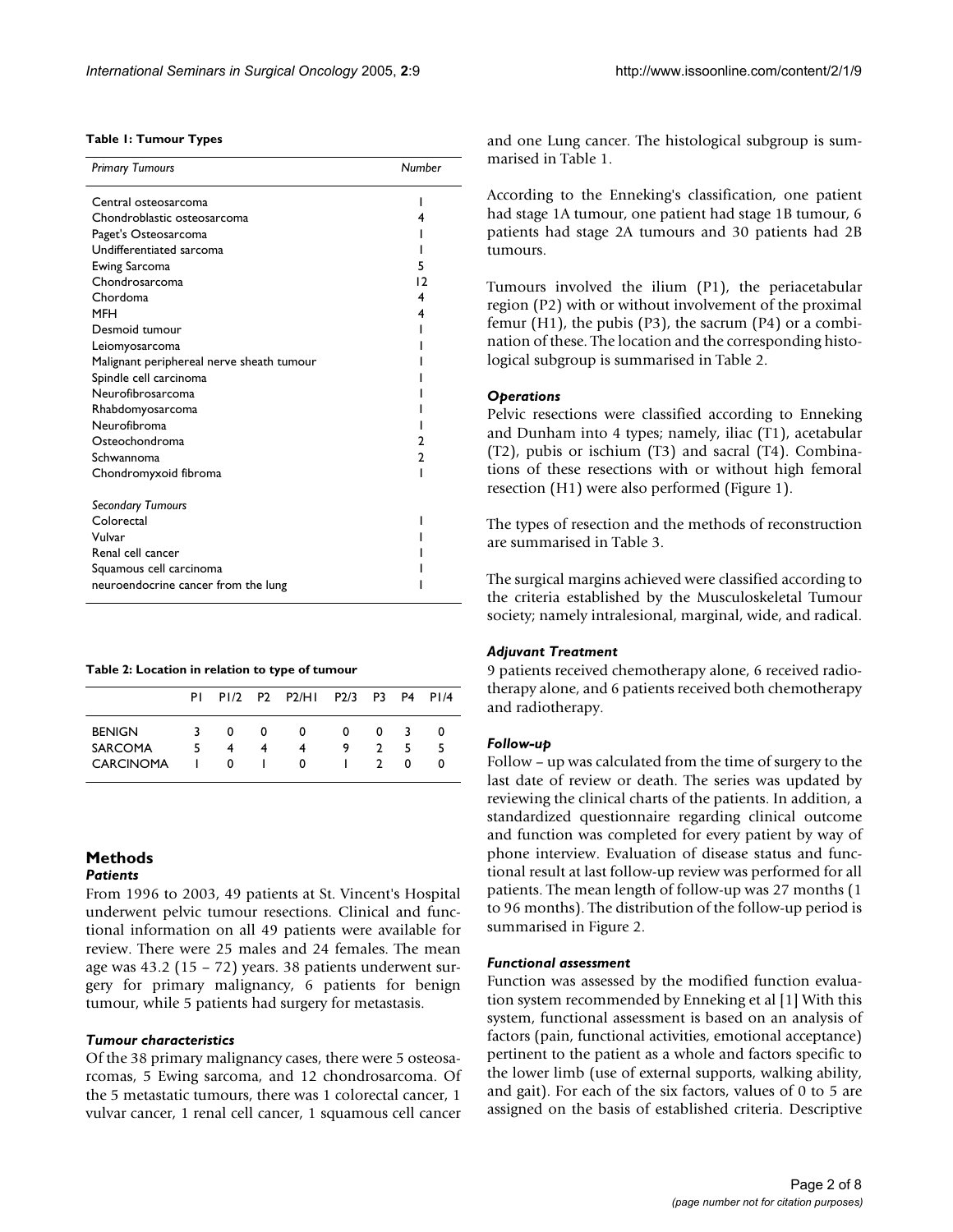**Table 1: Tumour Types**

| *Primary Tumours* | *Number* |
|---|---|
| Central osteosarcoma | 1 |
| Chondroblastic osteosarcoma | 4 |
| Paget's Osteosarcoma | 1 |
| Undifferentiated sarcoma | 1 |
| Ewing Sarcoma | 5 |
| Chondrosarcoma | 12 |
| Chordoma | 4 |
| MFH | 4 |
| Desmoid tumour | 1 |
| Leiomyosarcoma | 1 |
| Malignant periphereal nerve sheath tumour | 1 |
| Spindle cell carcinoma | 1 |
| Neurofibrosarcoma | 1 |
| Rhabdomyosarcoma | 1 |
| Neurofibroma | 1 |
| Osteochondroma | 2 |
| Schwannoma | 2 |
| Chondromyxoid fibroma | 1 |
| *Secondary Tumours* | |
| Colorectal | 1 |
| Vulvar | 1 |
| Renal cell cancer | 1 |
| Squamous cell carcinoma | 1 |
| neuroendocrine cancer from the lung | 1 |

**Table 2: Location in relation to type of tumour**

| | P1 | P1/2 | P2 | P2/H1 | P2/3 | P3 | P4 | P1/4 |
|---|---|---|---|---|---|---|---|---|
| BENIGN | 3 | 0 | 0 | 0 | 0 | 0 | 3 | 0 |
| SARCOMA | 5 | 4 | 4 | 4 | 9 | 2 | 5 | 5 |
| CARCINOMA | 1 | 0 | 1 | 0 | 1 | 2 | 0 | 0 |

## Methods

### *Patients*

From 1996 to 2003, 49 patients at St. Vincent's Hospital underwent pelvic tumour resections. Clinical and functional information on all 49 patients were available for review. There were 25 males and 24 females. The mean age was 43.2 (15 – 72) years. 38 patients underwent surgery for primary malignancy, 6 patients for benign tumour, while 5 patients had surgery for metastasis.

### *Tumour characteristics*

Of the 38 primary malignancy cases, there were 5 osteosarcomas, 5 Ewing sarcoma, and 12 chondrosarcoma. Of the 5 metastatic tumours, there was 1 colorectal cancer, 1 vulvar cancer, 1 renal cell cancer, 1 squamous cell cancer and one Lung cancer. The histological subgroup is summarised in Table 1.

According to the Enneking's classification, one patient had stage 1A tumour, one patient had stage 1B tumour, 6 patients had stage 2A tumours and 30 patients had 2B tumours.

Tumours involved the ilium (P1), the periacetabular region (P2) with or without involvement of the proximal femur (H1), the pubis (P3), the sacrum (P4) or a combination of these. The location and the corresponding histological subgroup is summarised in Table 2.

### *Operations*

Pelvic resections were classified according to Enneking and Dunham into 4 types; namely, iliac (T1), acetabular (T2), pubis or ischium (T3) and sacral (T4). Combinations of these resections with or without high femoral resection (H1) were also performed (Figure 1).

The types of resection and the methods of reconstruction are summarised in Table 3.

The surgical margins achieved were classified according to the criteria established by the Musculoskeletal Tumour society; namely intralesional, marginal, wide, and radical.

### *Adjuvant Treatment*

9 patients received chemotherapy alone, 6 received radiotherapy alone, and 6 patients received both chemotherapy and radiotherapy.

### *Follow-up*

Follow – up was calculated from the time of surgery to the last date of review or death. The series was updated by reviewing the clinical charts of the patients. In addition, a standardized questionnaire regarding clinical outcome and function was completed for every patient by way of phone interview. Evaluation of disease status and functional result at last follow-up review was performed for all patients. The mean length of follow-up was 27 months (1 to 96 months). The distribution of the follow-up period is summarised in Figure 2.

### *Functional assessment*

Function was assessed by the modified function evaluation system recommended by Enneking et al [1] With this system, functional assessment is based on an analysis of factors (pain, functional activities, emotional acceptance) pertinent to the patient as a whole and factors specific to the lower limb (use of external supports, walking ability, and gait). For each of the six factors, values of 0 to 5 are assigned on the basis of established criteria. Descriptive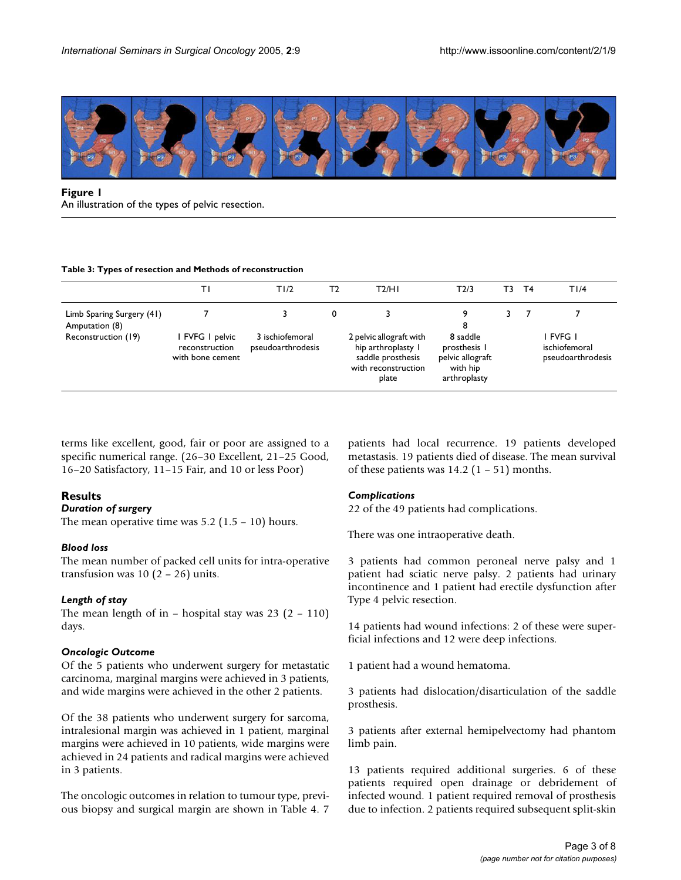**Figure 1**
An illustration of the types of pelvic resection.

**Table 3: Types of resection and Methods of reconstruction**

| | T1 | T1/2 | T2 | T2/H1 | T2/3 | T3 | T4 | T1/4 |
|---|---|---|---|---|---|---|---|---|
| Limb Sparing Surgery (41) | 7 | 3 | 0 | 3 | 9 | 3 | 7 | 7 |
| Amputation (8) | | | | | 8 | | | |
| Reconstruction (19) | 1 FVFG 1 pelvic reconstruction with bone cement | 3 ischiofemoral pseudoarthrodesis | | 2 pelvic allograft with hip arthroplasty 1 saddle prosthesis with reconstruction plate | 8 saddle prosthesis 1 pelvic allograft with hip arthroplasty | | | 1 FVFG 1 ischiofemoral pseudoarthrodesis |

terms like excellent, good, fair or poor are assigned to a specific numerical range. (26–30 Excellent, 21–25 Good, 16–20 Satisfactory, 11–15 Fair, and 10 or less Poor)

## Results

### *Duration of surgery*

The mean operative time was 5.2 (1.5 – 10) hours.

### *Blood loss*

The mean number of packed cell units for intra-operative transfusion was 10 (2 – 26) units.

### *Length of stay*

The mean length of in – hospital stay was 23 (2 – 110) days.

### *Oncologic Outcome*

Of the 5 patients who underwent surgery for metastatic carcinoma, marginal margins were achieved in 3 patients, and wide margins were achieved in the other 2 patients.

Of the 38 patients who underwent surgery for sarcoma, intralesional margin was achieved in 1 patient, marginal margins were achieved in 10 patients, wide margins were achieved in 24 patients and radical margins were achieved in 3 patients.

The oncologic outcomes in relation to tumour type, previous biopsy and surgical margin are shown in Table 4. 7 patients had local recurrence. 19 patients developed metastasis. 19 patients died of disease. The mean survival of these patients was 14.2 (1 – 51) months.

### *Complications*

22 of the 49 patients had complications.

There was one intraoperative death.

3 patients had common peroneal nerve palsy and 1 patient had sciatic nerve palsy. 2 patients had urinary incontinence and 1 patient had erectile dysfunction after Type 4 pelvic resection.

14 patients had wound infections: 2 of these were superficial infections and 12 were deep infections.

1 patient had a wound hematoma.

3 patients had dislocation/disarticulation of the saddle prosthesis.

3 patients after external hemipelvectomy had phantom limb pain.

13 patients required additional surgeries. 6 of these patients required open drainage or debridement of infected wound. 1 patient required removal of prosthesis due to infection. 2 patients required subsequent split-skin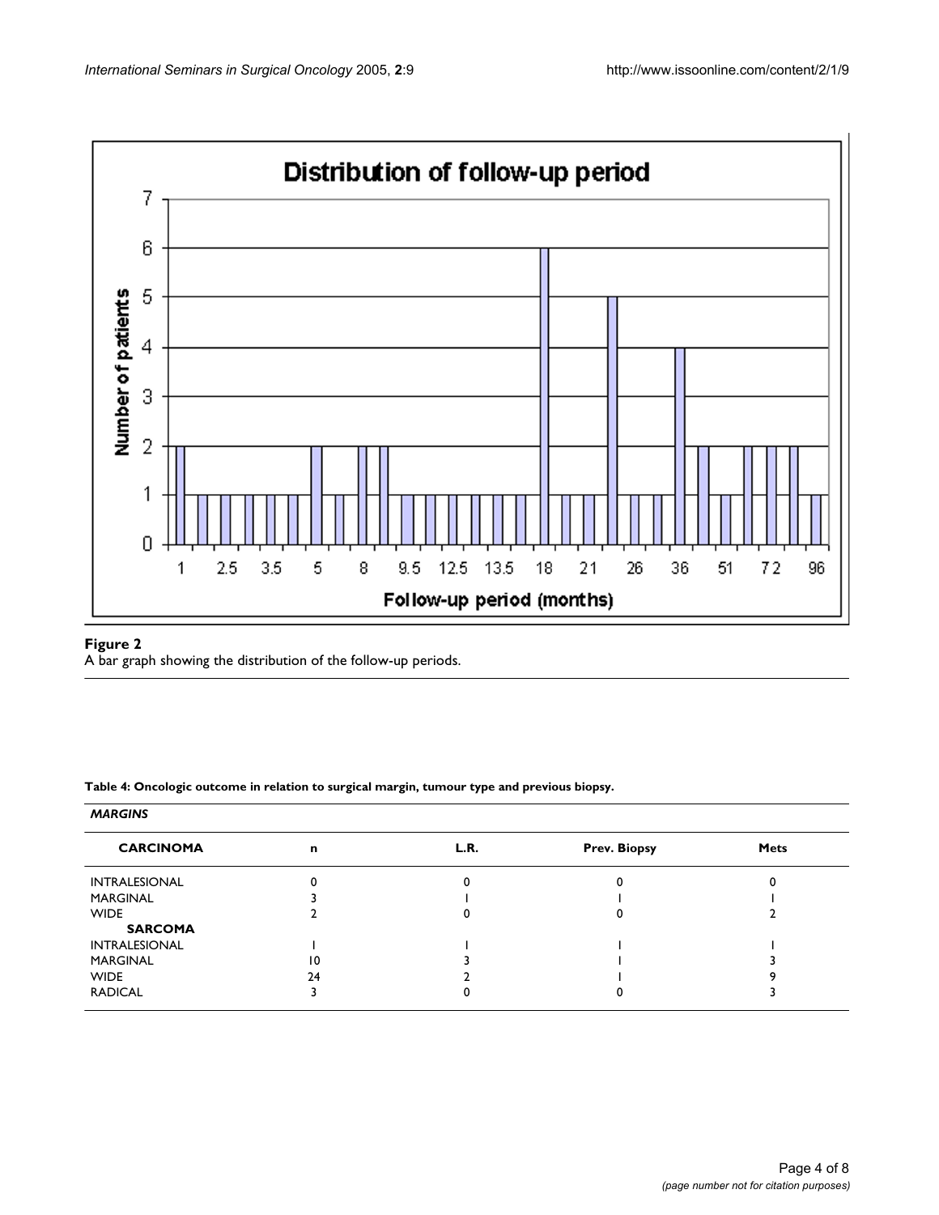**Figure 2**
A bar graph showing the distribution of the follow-up periods.

**Table 4: Oncologic outcome in relation to surgical margin, tumour type and previous biopsy.**

| *MARGINS* | | | | |
|---|---|---|---|---|
| **CARCINOMA** | **n** | **L.R.** | **Prev. Biopsy** | **Mets** |
| INTRALESIONAL | 0 | 0 | 0 | 0 |
| MARGINAL | 3 | 1 | 1 | 1 |
| WIDE | 2 | 0 | 0 | 2 |
| **SARCOMA** | | | | |
| INTRALESIONAL | 1 | 1 | 1 | 1 |
| MARGINAL | 10 | 3 | 1 | 3 |
| WIDE | 24 | 2 | 1 | 9 |
| RADICAL | 3 | 0 | 0 | 3 |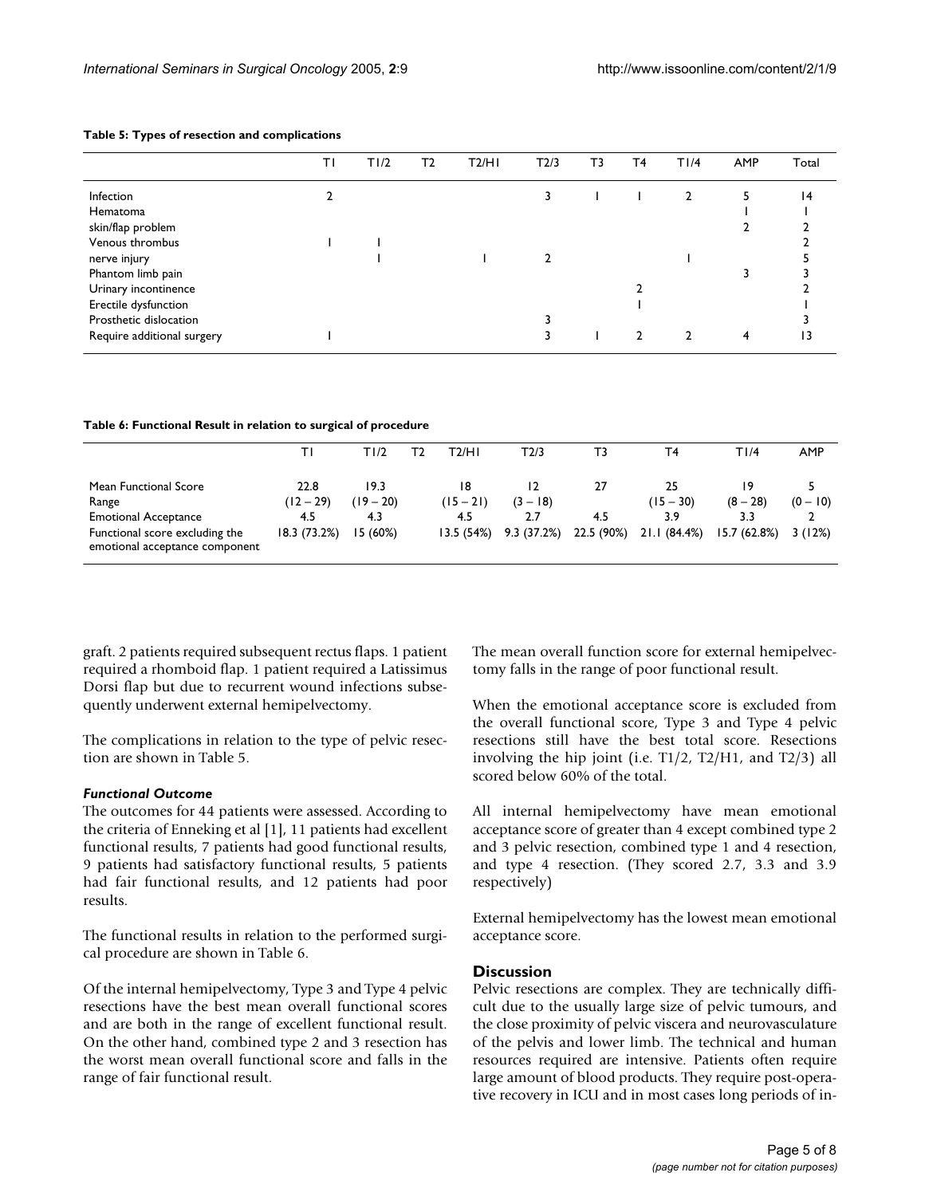**Table 5: Types of resection and complications**

| | T1 | T1/2 | T2 | T2/H1 | T2/3 | T3 | T4 | T1/4 | AMP | Total |
|---|---|---|---|---|---|---|---|---|---|---|
| Infection | 2 | | | | 3 | 1 | 1 | 2 | 5 | 14 |
| Hematoma | | | | | | | | | 1 | 1 |
| skin/flap problem | | | | | | | | | 2 | 2 |
| Venous thrombus | 1 | 1 | | | | | | | | 2 |
| nerve injury | | 1 | | 1 | 2 | | | 1 | | 5 |
| Phantom limb pain | | | | | | | | | 3 | 3 |
| Urinary incontinence | | | | | | | 2 | | | 2 |
| Erectile dysfunction | | | | | | | 1 | | | 1 |
| Prosthetic dislocation | | | | | 3 | | | | | 3 |
| Require additional surgery | 1 | | | | 3 | 1 | 2 | 2 | 4 | 13 |

**Table 6: Functional Result in relation to surgical of procedure**

| | T1 | T1/2 | T2 | T2/H1 | T2/3 | T3 | T4 | T1/4 | AMP |
|---|---|---|---|---|---|---|---|---|---|
| Mean Functional Score | 22.8 | 19.3 | | 18 | 12 | 27 | 25 | 19 | 5 |
| Range | (12 – 29) | (19 – 20) | | (15 – 21) | (3 – 18) | | (15 – 30) | (8 – 28) | (0 – 10) |
| Emotional Acceptance | 4.5 | 4.3 | | 4.5 | 2.7 | 4.5 | 3.9 | 3.3 | 2 |
| Functional score excluding the emotional acceptance component | 18.3 (73.2%) | 15 (60%) | | 13.5 (54%) | 9.3 (37.2%) | 22.5 (90%) | 21.1 (84.4%) | 15.7 (62.8%) | 3 (12%) |

graft. 2 patients required subsequent rectus flaps. 1 patient required a rhomboid flap. 1 patient required a Latissimus Dorsi flap but due to recurrent wound infections subsequently underwent external hemipelvectomy.

The complications in relation to the type of pelvic resection are shown in Table 5.

### *Functional Outcome*

The outcomes for 44 patients were assessed. According to the criteria of Enneking et al [1], 11 patients had excellent functional results, 7 patients had good functional results, 9 patients had satisfactory functional results, 5 patients had fair functional results, and 12 patients had poor results.

The functional results in relation to the performed surgical procedure are shown in Table 6.

Of the internal hemipelvectomy, Type 3 and Type 4 pelvic resections have the best mean overall functional scores and are both in the range of excellent functional result. On the other hand, combined type 2 and 3 resection has the worst mean overall functional score and falls in the range of fair functional result.

The mean overall function score for external hemipelvectomy falls in the range of poor functional result.

When the emotional acceptance score is excluded from the overall functional score, Type 3 and Type 4 pelvic resections still have the best total score. Resections involving the hip joint (i.e. T1/2, T2/H1, and T2/3) all scored below 60% of the total.

All internal hemipelvectomy have mean emotional acceptance score of greater than 4 except combined type 2 and 3 pelvic resection, combined type 1 and 4 resection, and type 4 resection. (They scored 2.7, 3.3 and 3.9 respectively)

External hemipelvectomy has the lowest mean emotional acceptance score.

## Discussion

Pelvic resections are complex. They are technically difficult due to the usually large size of pelvic tumours, and the close proximity of pelvic viscera and neurovasculature of the pelvis and lower limb. The technical and human resources required are intensive. Patients often require large amount of blood products. They require post-operative recovery in ICU and in most cases long periods of in-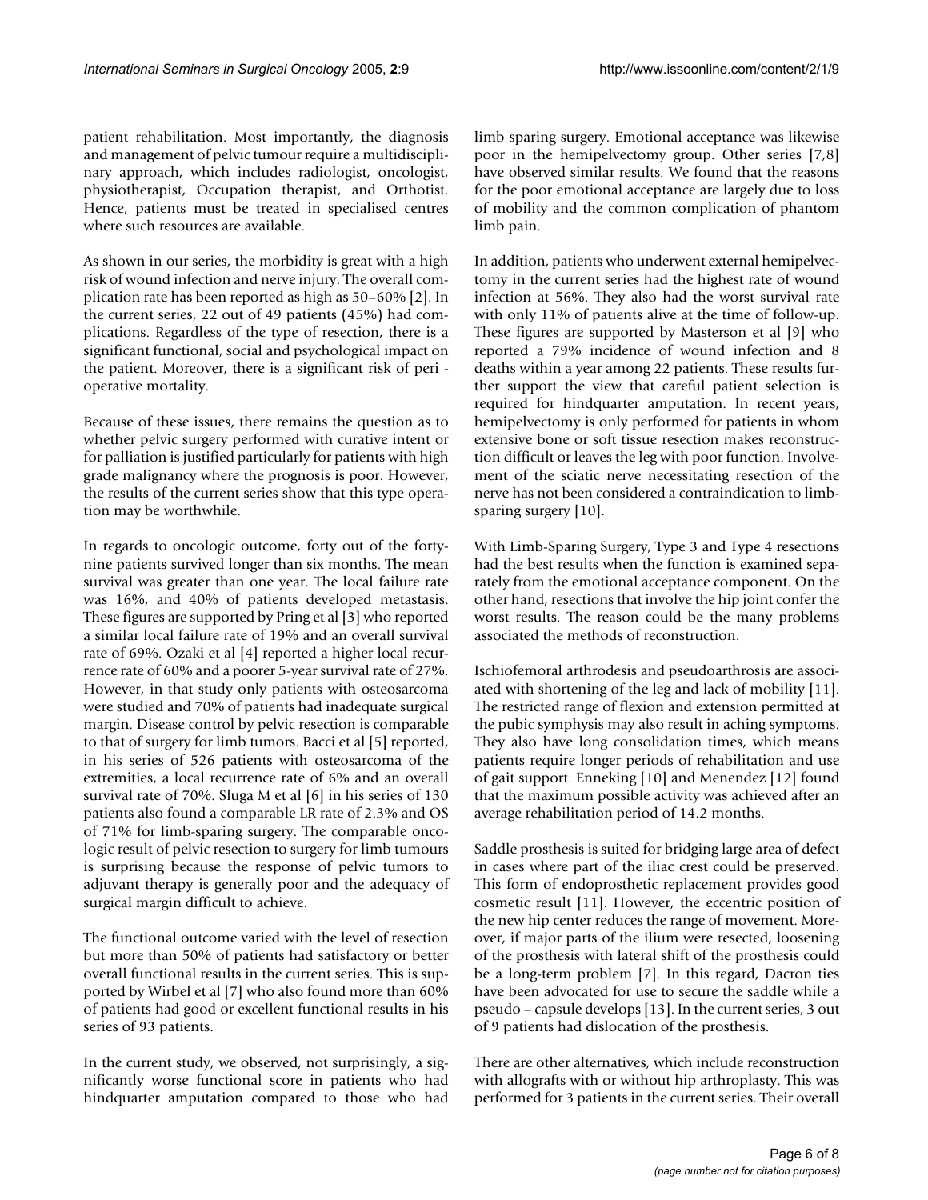patient rehabilitation. Most importantly, the diagnosis and management of pelvic tumour require a multidisciplinary approach, which includes radiologist, oncologist, physiotherapist, Occupation therapist, and Orthotist. Hence, patients must be treated in specialised centres where such resources are available.

As shown in our series, the morbidity is great with a high risk of wound infection and nerve injury. The overall complication rate has been reported as high as 50–60% [2]. In the current series, 22 out of 49 patients (45%) had complications. Regardless of the type of resection, there is a significant functional, social and psychological impact on the patient. Moreover, there is a significant risk of peri - operative mortality.

Because of these issues, there remains the question as to whether pelvic surgery performed with curative intent or for palliation is justified particularly for patients with high grade malignancy where the prognosis is poor. However, the results of the current series show that this type operation may be worthwhile.

In regards to oncologic outcome, forty out of the forty-nine patients survived longer than six months. The mean survival was greater than one year. The local failure rate was 16%, and 40% of patients developed metastasis. These figures are supported by Pring et al [3] who reported a similar local failure rate of 19% and an overall survival rate of 69%. Ozaki et al [4] reported a higher local recurrence rate of 60% and a poorer 5-year survival rate of 27%. However, in that study only patients with osteosarcoma were studied and 70% of patients had inadequate surgical margin. Disease control by pelvic resection is comparable to that of surgery for limb tumors. Bacci et al [5] reported, in his series of 526 patients with osteosarcoma of the extremities, a local recurrence rate of 6% and an overall survival rate of 70%. Sluga M et al [6] in his series of 130 patients also found a comparable LR rate of 2.3% and OS of 71% for limb-sparing surgery. The comparable oncologic result of pelvic resection to surgery for limb tumours is surprising because the response of pelvic tumors to adjuvant therapy is generally poor and the adequacy of surgical margin difficult to achieve.

The functional outcome varied with the level of resection but more than 50% of patients had satisfactory or better overall functional results in the current series. This is supported by Wirbel et al [7] who also found more than 60% of patients had good or excellent functional results in his series of 93 patients.

In the current study, we observed, not surprisingly, a significantly worse functional score in patients who had hindquarter amputation compared to those who had limb sparing surgery. Emotional acceptance was likewise poor in the hemipelvectomy group. Other series [7,8] have observed similar results. We found that the reasons for the poor emotional acceptance are largely due to loss of mobility and the common complication of phantom limb pain.

In addition, patients who underwent external hemipelvectomy in the current series had the highest rate of wound infection at 56%. They also had the worst survival rate with only 11% of patients alive at the time of follow-up. These figures are supported by Masterson et al [9] who reported a 79% incidence of wound infection and 8 deaths within a year among 22 patients. These results further support the view that careful patient selection is required for hindquarter amputation. In recent years, hemipelvectomy is only performed for patients in whom extensive bone or soft tissue resection makes reconstruction difficult or leaves the leg with poor function. Involvement of the sciatic nerve necessitating resection of the nerve has not been considered a contraindication to limb-sparing surgery [10].

With Limb-Sparing Surgery, Type 3 and Type 4 resections had the best results when the function is examined separately from the emotional acceptance component. On the other hand, resections that involve the hip joint confer the worst results. The reason could be the many problems associated the methods of reconstruction.

Ischiofemoral arthrodesis and pseudoarthrosis are associated with shortening of the leg and lack of mobility [11]. The restricted range of flexion and extension permitted at the pubic symphysis may also result in aching symptoms. They also have long consolidation times, which means patients require longer periods of rehabilitation and use of gait support. Enneking [10] and Menendez [12] found that the maximum possible activity was achieved after an average rehabilitation period of 14.2 months.

Saddle prosthesis is suited for bridging large area of defect in cases where part of the iliac crest could be preserved. This form of endoprosthetic replacement provides good cosmetic result [11]. However, the eccentric position of the new hip center reduces the range of movement. Moreover, if major parts of the ilium were resected, loosening of the prosthesis with lateral shift of the prosthesis could be a long-term problem [7]. In this regard, Dacron ties have been advocated for use to secure the saddle while a pseudo – capsule develops [13]. In the current series, 3 out of 9 patients had dislocation of the prosthesis.

There are other alternatives, which include reconstruction with allografts with or without hip arthroplasty. This was performed for 3 patients in the current series. Their overall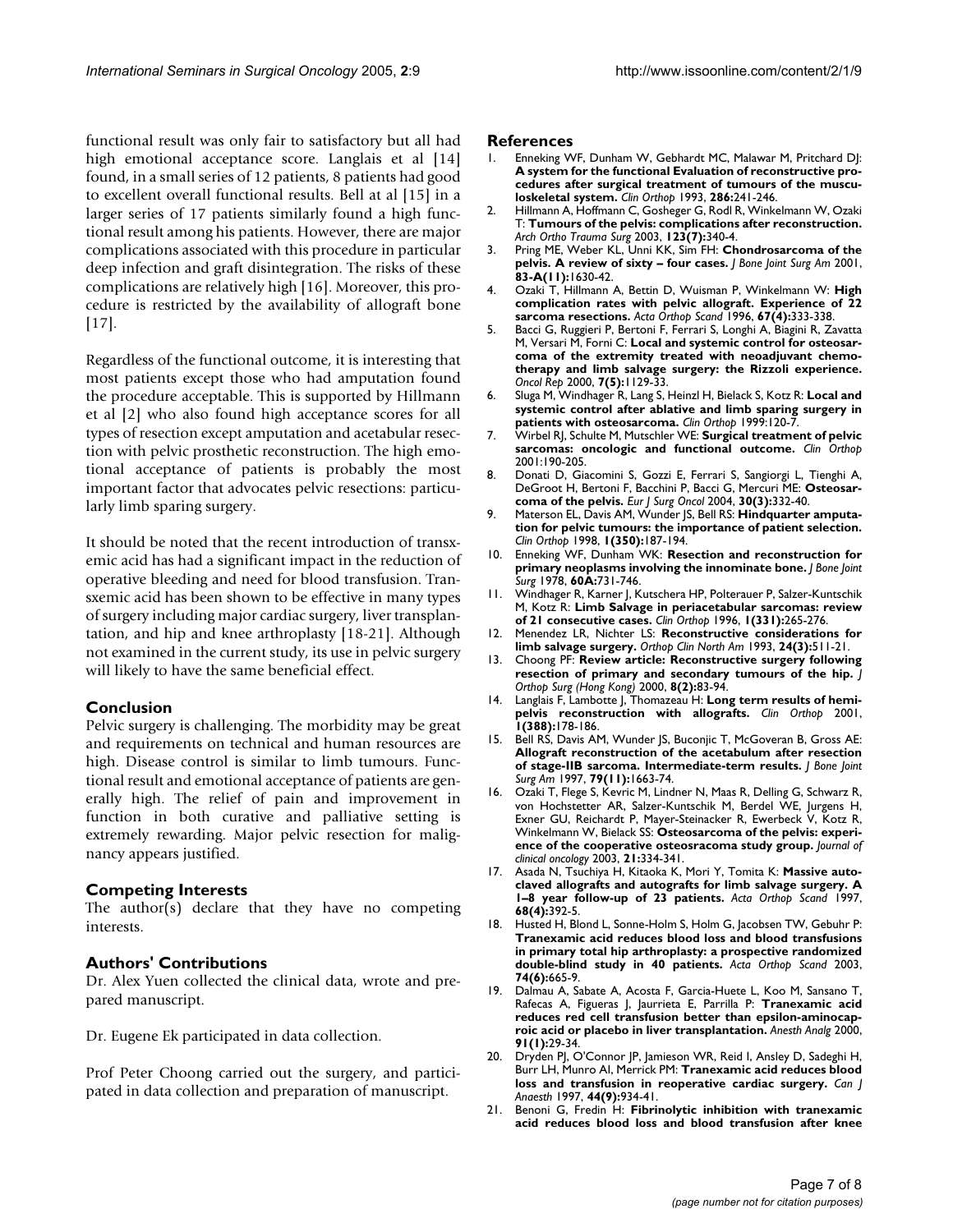functional result was only fair to satisfactory but all had high emotional acceptance score. Langlais et al [14] found, in a small series of 12 patients, 8 patients had good to excellent overall functional results. Bell at al [15] in a larger series of 17 patients similarly found a high functional result among his patients. However, there are major complications associated with this procedure in particular deep infection and graft disintegration. The risks of these complications are relatively high [16]. Moreover, this procedure is restricted by the availability of allograft bone [17].

Regardless of the functional outcome, it is interesting that most patients except those who had amputation found the procedure acceptable. This is supported by Hillmann et al [2] who also found high acceptance scores for all types of resection except amputation and acetabular resection with pelvic prosthetic reconstruction. The high emotional acceptance of patients is probably the most important factor that advocates pelvic resections: particularly limb sparing surgery.

It should be noted that the recent introduction of transxemic acid has had a significant impact in the reduction of operative bleeding and need for blood transfusion. Transxemic acid has been shown to be effective in many types of surgery including major cardiac surgery, liver transplantation, and hip and knee arthroplasty [18-21]. Although not examined in the current study, its use in pelvic surgery will likely to have the same beneficial effect.

## Conclusion

Pelvic surgery is challenging. The morbidity may be great and requirements on technical and human resources are high. Disease control is similar to limb tumours. Functional result and emotional acceptance of patients are generally high. The relief of pain and improvement in function in both curative and palliative setting is extremely rewarding. Major pelvic resection for malignancy appears justified.

## Competing Interests

The author(s) declare that they have no competing interests.

## Authors' Contributions

Dr. Alex Yuen collected the clinical data, wrote and prepared manuscript.

Dr. Eugene Ek participated in data collection.

Prof Peter Choong carried out the surgery, and participated in data collection and preparation of manuscript.

## References

1. Enneking WF, Dunham W, Gebhardt MC, Malawar M, Pritchard DJ: **A system for the functional Evaluation of reconstructive procedures after surgical treatment of tumours of the musculoskeletal system.** *Clin Orthop* 1993, **286:**241-246.
2. Hillmann A, Hoffmann C, Gosheger G, Rodl R, Winkelmann W, Ozaki T: **Tumours of the pelvis: complications after reconstruction.** *Arch Ortho Trauma Surg* 2003, **123(7):**340-4.
3. Pring ME, Weber KL, Unni KK, Sim FH: **Chondrosarcoma of the pelvis. A review of sixty – four cases.** *J Bone Joint Surg Am* 2001, **83-A(11):**1630-42.
4. Ozaki T, Hillmann A, Bettin D, Wuisman P, Winkelmann W: **High complication rates with pelvic allograft. Experience of 22 sarcoma resections.** *Acta Orthop Scand* 1996, **67(4):**333-338.
5. Bacci G, Ruggieri P, Bertoni F, Ferrari S, Longhi A, Biagini R, Zavatta M, Versari M, Forni C: **Local and systemic control for osteosarcoma of the extremity treated with neoadjuvant chemotherapy and limb salvage surgery: the Rizzoli experience.** *Oncol Rep* 2000, **7(5):**1129-33.
6. Sluga M, Windhager R, Lang S, Heinzl H, Bielack S, Kotz R: **Local and systemic control after ablative and limb sparing surgery in patients with osteosarcoma.** *Clin Orthop* 1999:120-7.
7. Wirbel RJ, Schulte M, Mutschler WE: **Surgical treatment of pelvic sarcomas: oncologic and functional outcome.** *Clin Orthop* 2001:190-205.
8. Donati D, Giacomini S, Gozzi E, Ferrari S, Sangiorgi L, Tienghi A, DeGroot H, Bertoni F, Bacchini P, Bacci G, Mercuri ME: **Osteosarcoma of the pelvis.** *Eur J Surg Oncol* 2004, **30(3):**332-40.
9. Materson EL, Davis AM, Wunder JS, Bell RS: **Hindquarter amputation for pelvic tumours: the importance of patient selection.** *Clin Orthop* 1998, **1(350):**187-194.
10. Enneking WF, Dunham WK: **Resection and reconstruction for primary neoplasms involving the innominate bone.** *J Bone Joint Surg* 1978, **60A:**731-746.
11. Windhager R, Karner J, Kutschera HP, Polterauer P, Salzer-Kuntschik M, Kotz R: **Limb Salvage in periacetabular sarcomas: review of 21 consecutive cases.** *Clin Orthop* 1996, **1(331):**265-276.
12. Menendez LR, Nichter LS: **Reconstructive considerations for limb salvage surgery.** *Orthop Clin North Am* 1993, **24(3):**511-21.
13. Choong PF: **Review article: Reconstructive surgery following resection of primary and secondary tumours of the hip.** *J Orthop Surg (Hong Kong)* 2000, **8(2):**83-94.
14. Langlais F, Lambotte J, Thomazeau H: **Long term results of hemipelvis reconstruction with allografts.** *Clin Orthop* 2001, **1(388):**178-186.
15. Bell RS, Davis AM, Wunder JS, Buconjic T, McGoveran B, Gross AE: **Allograft reconstruction of the acetabulum after resection of stage-IIB sarcoma. Intermediate-term results.** *J Bone Joint Surg Am* 1997, **79(11):**1663-74.
16. Ozaki T, Flege S, Kevric M, Lindner N, Maas R, Delling G, Schwarz R, von Hochstetter AR, Salzer-Kuntschik M, Berdel WE, Jurgens H, Exner GU, Reichardt P, Mayer-Steinacker R, Ewerbeck V, Kotz R, Winkelmann W, Bielack SS: **Osteosarcoma of the pelvis: experience of the cooperative osteosracoma study group.** *Journal of clinical oncology* 2003, **21:**334-341.
17. Asada N, Tsuchiya H, Kitaoka K, Mori Y, Tomita K: **Massive autoclaved allografts and autografts for limb salvage surgery. A 1–8 year follow-up of 23 patients.** *Acta Orthop Scand* 1997, **68(4):**392-5.
18. Husted H, Blond L, Sonne-Holm S, Holm G, Jacobsen TW, Gebuhr P: **Tranexamic acid reduces blood loss and blood transfusions in primary total hip arthroplasty: a prospective randomized double-blind study in 40 patients.** *Acta Orthop Scand* 2003, **74(6):**665-9.
19. Dalmau A, Sabate A, Acosta F, Garcia-Huete L, Koo M, Sansano T, Rafecas A, Figueras J, Jaurrieta E, Parrilla P: **Tranexamic acid reduces red cell transfusion better than epsilon-aminocaproic acid or placebo in liver transplantation.** *Anesth Analg* 2000, **91(1):**29-34.
20. Dryden PJ, O'Connor JP, Jamieson WR, Reid I, Ansley D, Sadeghi H, Burr LH, Munro AI, Merrick PM: **Tranexamic acid reduces blood loss and transfusion in reoperative cardiac surgery.** *Can J Anaesth* 1997, **44(9):**934-41.
21. Benoni G, Fredin H: **Fibrinolytic inhibition with tranexamic acid reduces blood loss and blood transfusion after knee**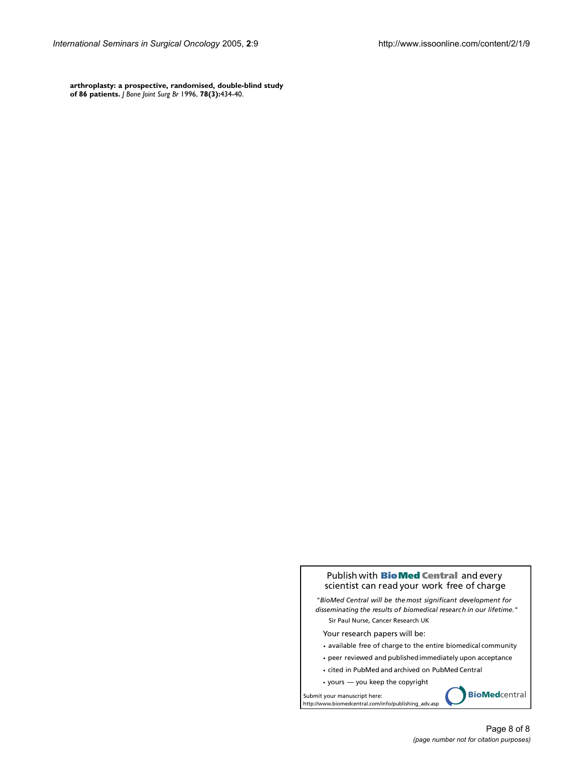**arthroplasty: a prospective, randomised, double-blind study of 86 patients.** *J Bone Joint Surg Br* 1996, **78(3):**434-40.

Publish with **BioMed Central** and every scientist can read your work free of charge

*"BioMed Central will be the most significant development for disseminating the results of biomedical research in our lifetime."*

Sir Paul Nurse, Cancer Research UK

Your research papers will be:

- available free of charge to the entire biomedical community
- peer reviewed and published immediately upon acceptance
- cited in PubMed and archived on PubMed Central
- yours — you keep the copyright

Submit your manuscript here:
http://www.biomedcentral.com/info/publishing_adv.asp

**BioMed**central